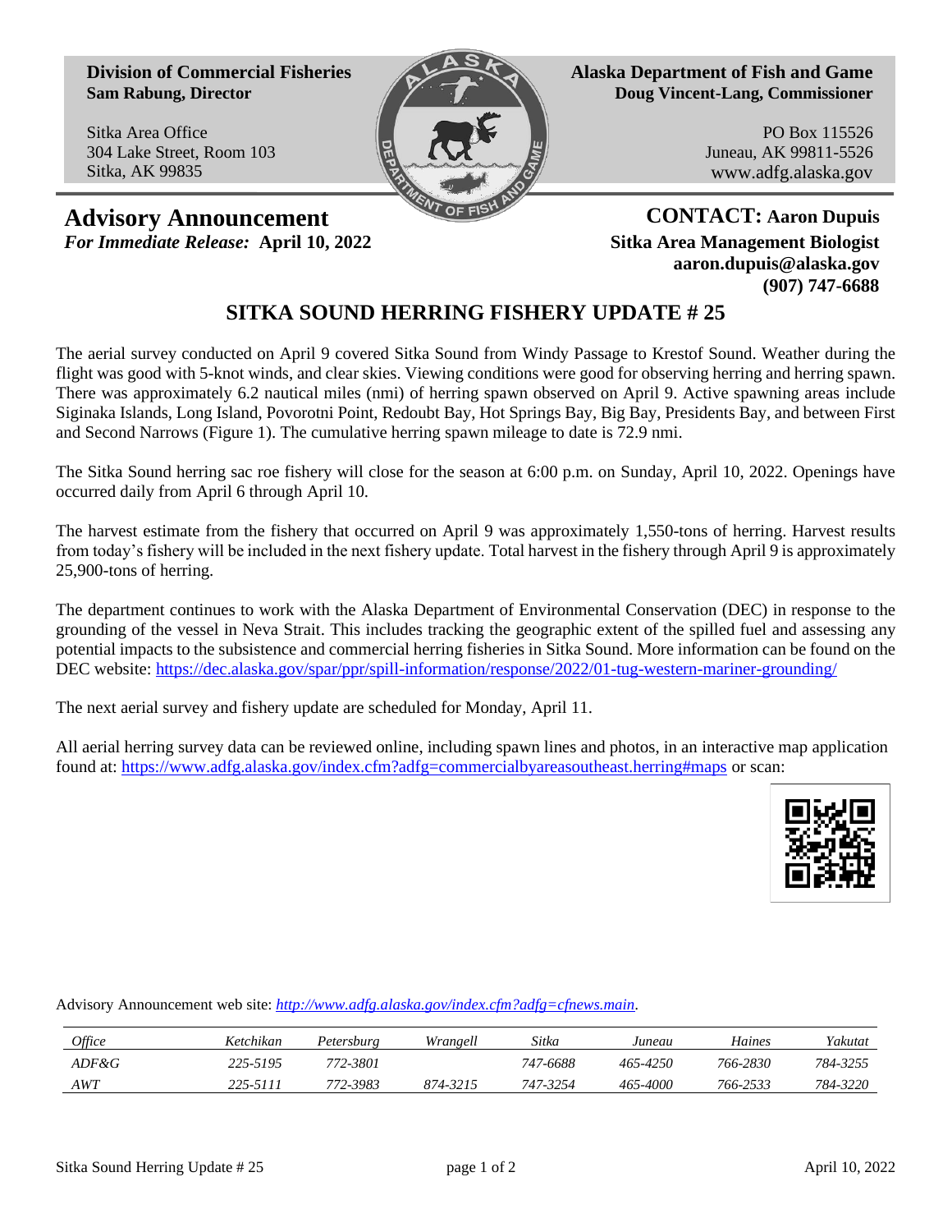**Division of Commercial Fisheries**
**Sam Rabung, Director**

Sitka Area Office
304 Lake Street, Room 103
Sitka, AK 99835

**Alaska Department of Fish and Game**
**Doug Vincent-Lang, Commissioner**

PO Box 115526
Juneau, AK 99811-5526
www.adfg.alaska.gov

## Advisory Announcement

***For Immediate Release:* April 10, 2022**

**CONTACT: Aaron Dupuis**
**Sitka Area Management Biologist**
**aaron.dupuis@alaska.gov**
**(907) 747-6688**

# SITKA SOUND HERRING FISHERY UPDATE # 25

The aerial survey conducted on April 9 covered Sitka Sound from Windy Passage to Krestof Sound. Weather during the flight was good with 5-knot winds, and clear skies. Viewing conditions were good for observing herring and herring spawn. There was approximately 6.2 nautical miles (nmi) of herring spawn observed on April 9. Active spawning areas include Siginaka Islands, Long Island, Povorotni Point, Redoubt Bay, Hot Springs Bay, Big Bay, Presidents Bay, and between First and Second Narrows (Figure 1). The cumulative herring spawn mileage to date is 72.9 nmi.

The Sitka Sound herring sac roe fishery will close for the season at 6:00 p.m. on Sunday, April 10, 2022. Openings have occurred daily from April 6 through April 10.

The harvest estimate from the fishery that occurred on April 9 was approximately 1,550-tons of herring. Harvest results from today's fishery will be included in the next fishery update. Total harvest in the fishery through April 9 is approximately 25,900-tons of herring.

The department continues to work with the Alaska Department of Environmental Conservation (DEC) in response to the grounding of the vessel in Neva Strait. This includes tracking the geographic extent of the spilled fuel and assessing any potential impacts to the subsistence and commercial herring fisheries in Sitka Sound. More information can be found on the DEC website: https://dec.alaska.gov/spar/ppr/spill-information/response/2022/01-tug-western-mariner-grounding/

The next aerial survey and fishery update are scheduled for Monday, April 11.

All aerial herring survey data can be reviewed online, including spawn lines and photos, in an interactive map application found at: https://www.adfg.alaska.gov/index.cfm?adfg=commercialbyareasoutheast.herring#maps or scan:

Advisory Announcement web site: *http://www.adfg.alaska.gov/index.cfm?adfg=cfnews.main*.

| *Office* | *Ketchikan* | *Petersburg* | *Wrangell* | *Sitka* | *Juneau* | *Haines* | *Yakutat* |
|---|---|---|---|---|---|---|---|
| *ADF&G* | *225-5195* | *772-3801* | | *747-6688* | *465-4250* | *766-2830* | *784-3255* |
| *AWT* | *225-5111* | *772-3983* | *874-3215* | *747-3254* | *465-4000* | *766-2533* | *784-3220* |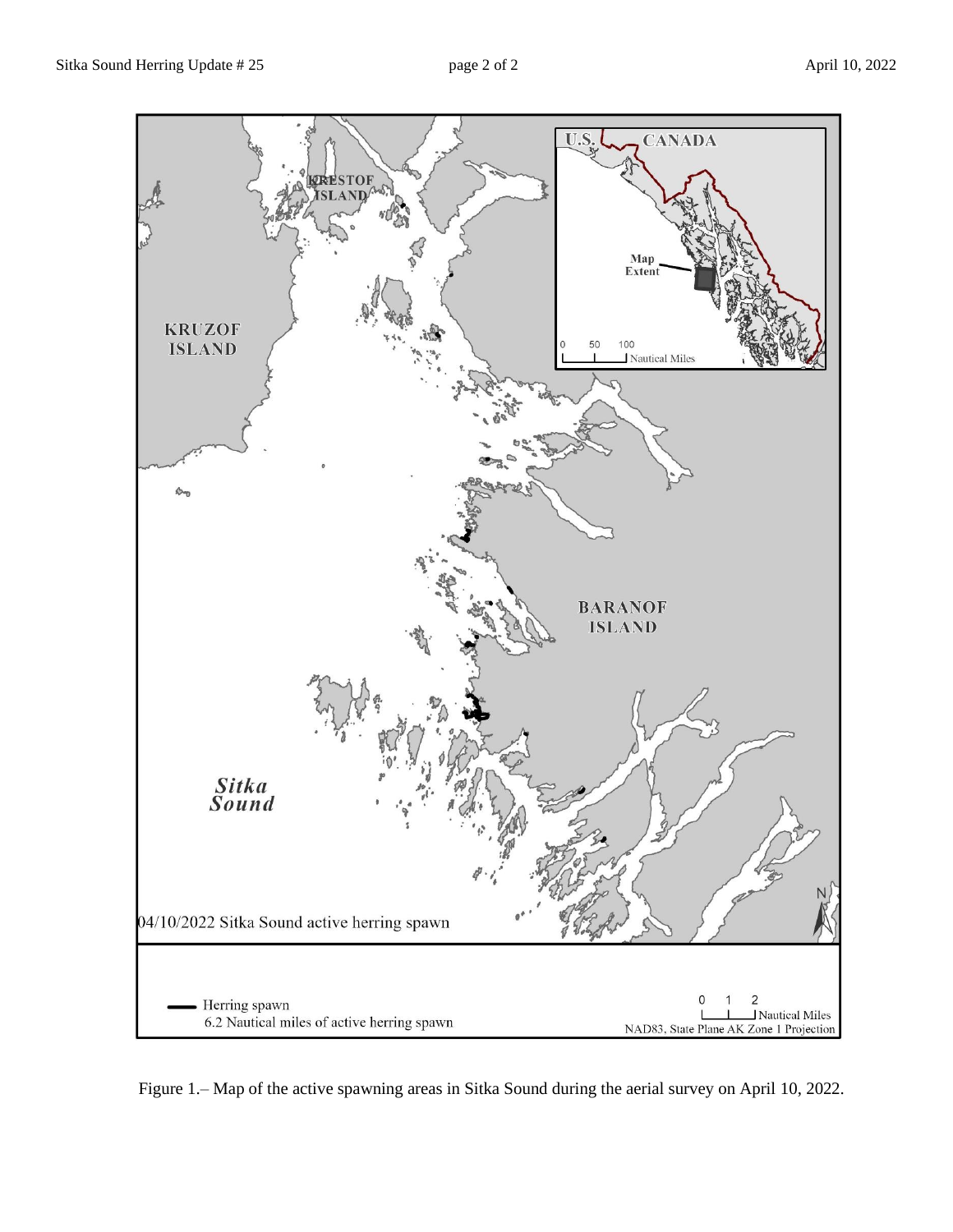U.S.

CANADA

Map Extent

0 50 100 Nautical Miles

KRESTOF ISLAND

KRUZOF ISLAND

BARANOF ISLAND

Sitka Sound

04/10/2022 Sitka Sound active herring spawn

Herring spawn

6.2 Nautical miles of active herring spawn

0 1 2 Nautical Miles

NAD83, State Plane AK Zone 1 Projection

Figure 1.– Map of the active spawning areas in Sitka Sound during the aerial survey on April 10, 2022.